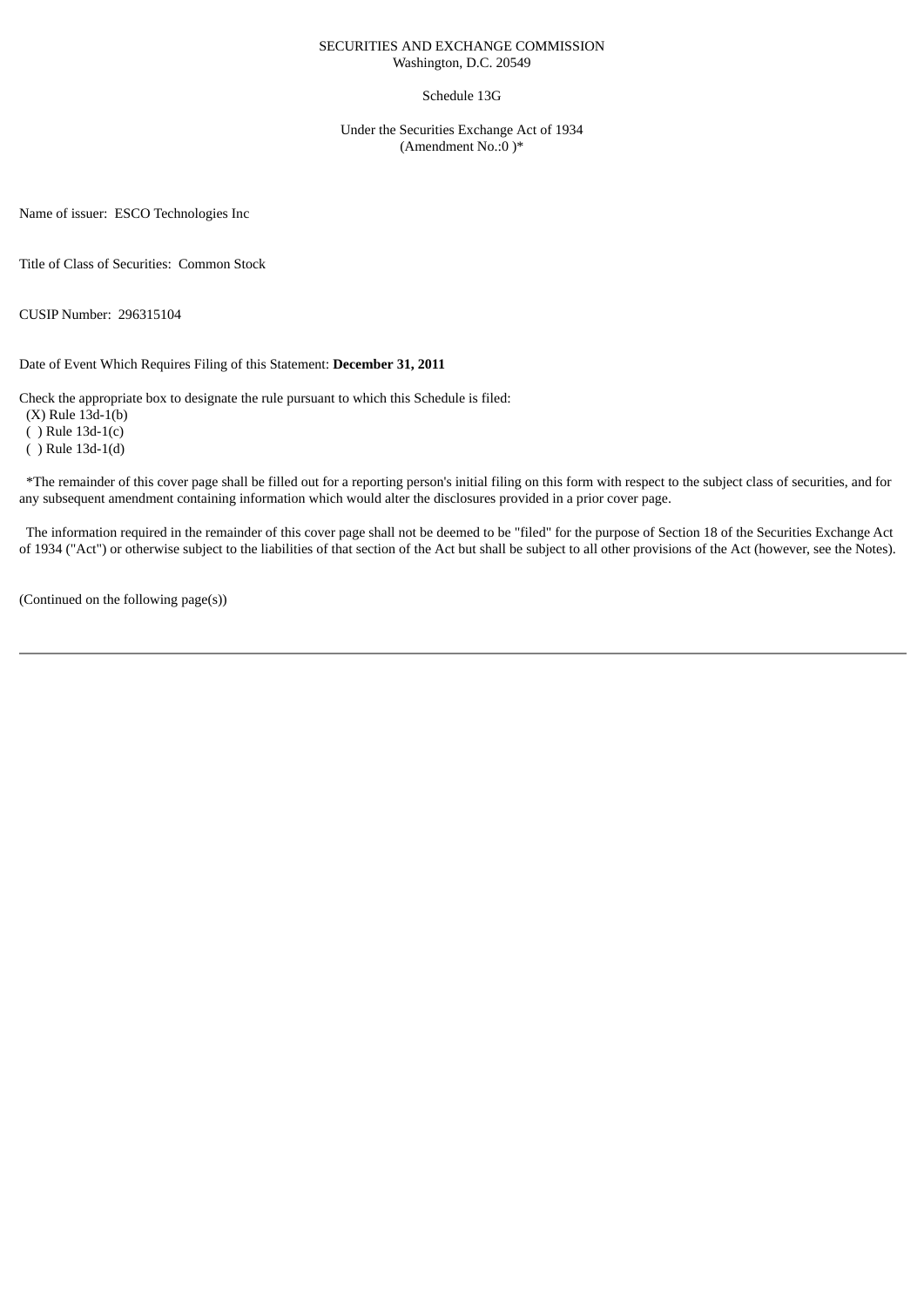SECURITIES AND EXCHANGE COMMISSION
Washington, D.C. 20549

Schedule 13G

Under the Securities Exchange Act of 1934
(Amendment No.:0 )*

Name of issuer: ESCO Technologies Inc

Title of Class of Securities: Common Stock

CUSIP Number: 296315104

Date of Event Which Requires Filing of this Statement: **December 31, 2011**

Check the appropriate box to designate the rule pursuant to which this Schedule is filed:
(X) Rule 13d-1(b)
( ) Rule 13d-1(c)
( ) Rule 13d-1(d)

*The remainder of this cover page shall be filled out for a reporting person's initial filing on this form with respect to the subject class of securities, and for any subsequent amendment containing information which would alter the disclosures provided in a prior cover page.

The information required in the remainder of this cover page shall not be deemed to be "filed" for the purpose of Section 18 of the Securities Exchange Act of 1934 ("Act") or otherwise subject to the liabilities of that section of the Act but shall be subject to all other provisions of the Act (however, see the Notes).

(Continued on the following page(s))

---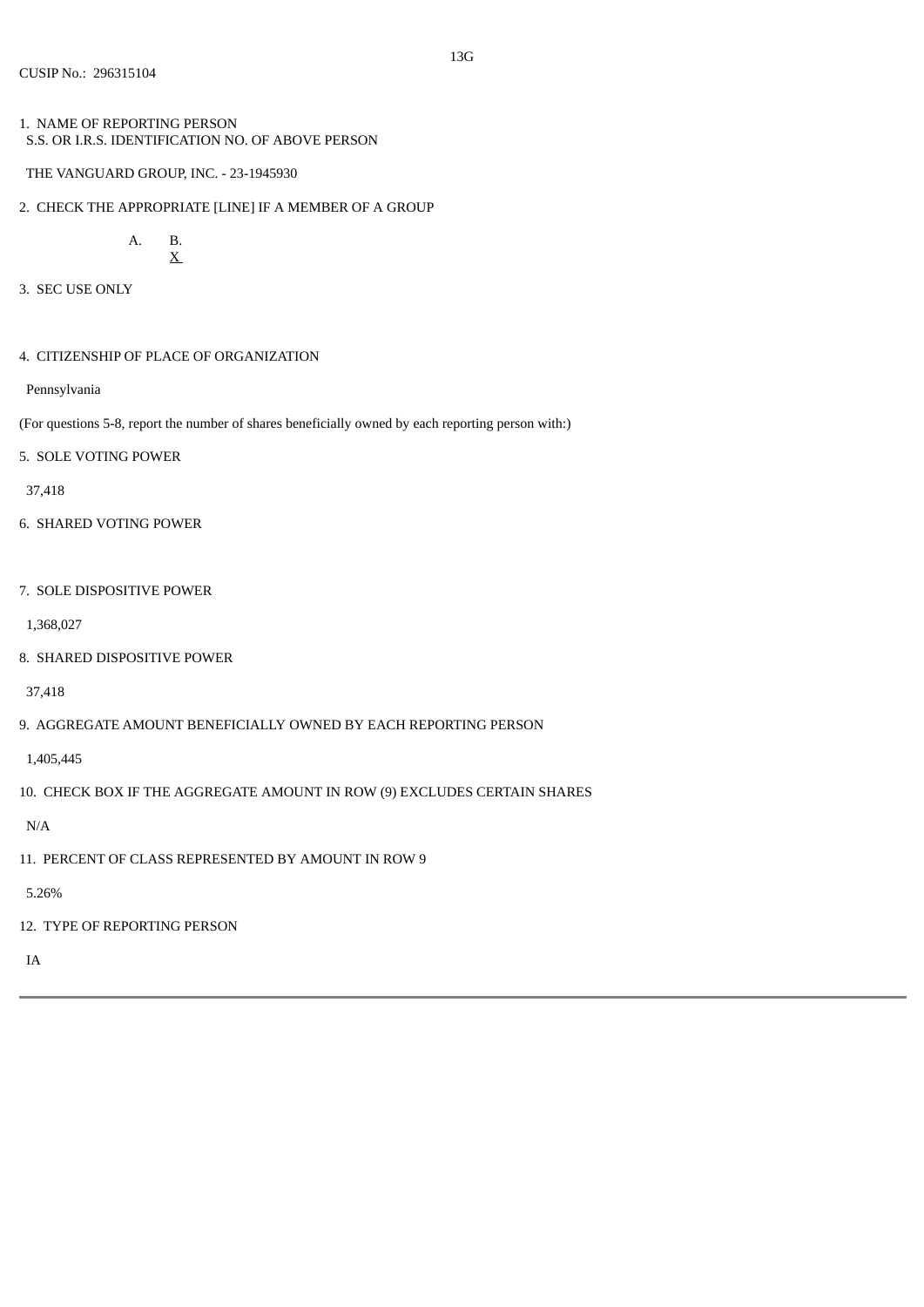13G

CUSIP No.: 296315104

1. NAME OF REPORTING PERSON
   S.S. OR I.R.S. IDENTIFICATION NO. OF ABOVE PERSON

   THE VANGUARD GROUP, INC. - 23-1945930

2. CHECK THE APPROPRIATE [LINE] IF A MEMBER OF A GROUP

   A. B.
   X

3. SEC USE ONLY

4. CITIZENSHIP OF PLACE OF ORGANIZATION

   Pennsylvania

(For questions 5-8, report the number of shares beneficially owned by each reporting person with:)

5. SOLE VOTING POWER

   37,418

6. SHARED VOTING POWER

7. SOLE DISPOSITIVE POWER

   1,368,027

8. SHARED DISPOSITIVE POWER

   37,418

9. AGGREGATE AMOUNT BENEFICIALLY OWNED BY EACH REPORTING PERSON

   1,405,445

10. CHECK BOX IF THE AGGREGATE AMOUNT IN ROW (9) EXCLUDES CERTAIN SHARES

   N/A

11. PERCENT OF CLASS REPRESENTED BY AMOUNT IN ROW 9

   5.26%

12. TYPE OF REPORTING PERSON

   IA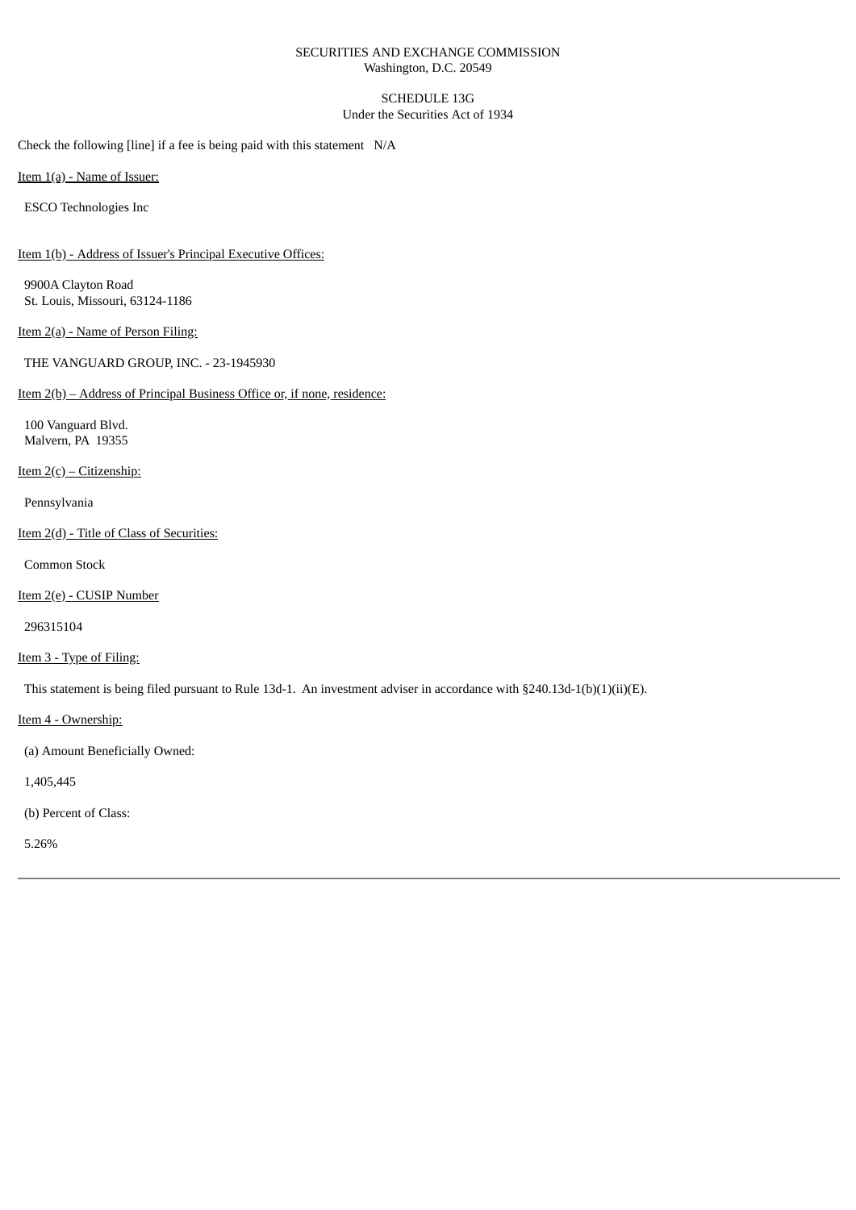SECURITIES AND EXCHANGE COMMISSION
Washington, D.C. 20549

SCHEDULE 13G
Under the Securities Act of 1934

Check the following [line] if a fee is being paid with this statement N/A

Item 1(a) - Name of Issuer:

ESCO Technologies Inc

Item 1(b) - Address of Issuer's Principal Executive Offices:

9900A Clayton Road
St. Louis, Missouri, 63124-1186

Item 2(a) - Name of Person Filing:

THE VANGUARD GROUP, INC. - 23-1945930

Item 2(b) – Address of Principal Business Office or, if none, residence:

100 Vanguard Blvd.
Malvern, PA 19355

Item 2(c) – Citizenship:

Pennsylvania

Item 2(d) - Title of Class of Securities:

Common Stock

Item 2(e) - CUSIP Number

296315104

Item 3 - Type of Filing:

This statement is being filed pursuant to Rule 13d-1. An investment adviser in accordance with §240.13d-1(b)(1)(ii)(E).

Item 4 - Ownership:

(a) Amount Beneficially Owned:

1,405,445

(b) Percent of Class:

5.26%

---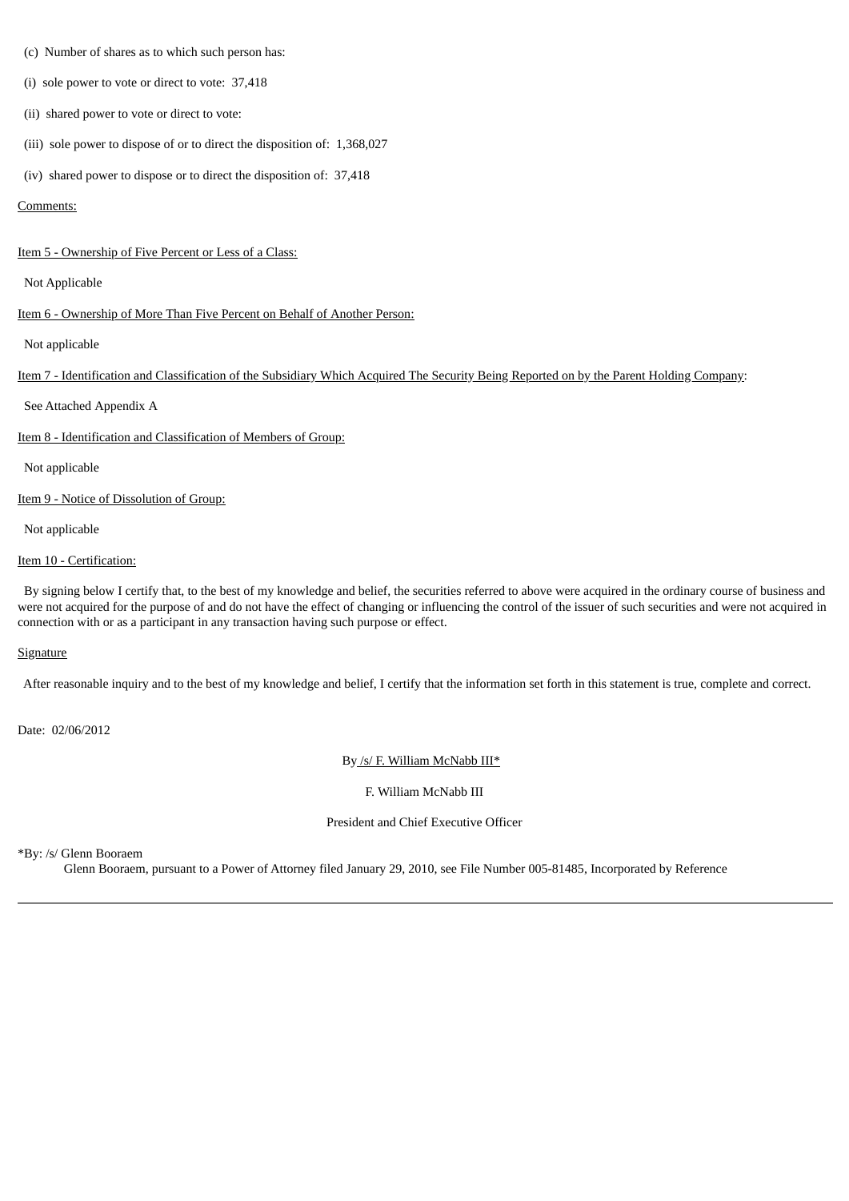(c) Number of shares as to which such person has:

(i) sole power to vote or direct to vote: 37,418

(ii) shared power to vote or direct to vote:

(iii) sole power to dispose of or to direct the disposition of: 1,368,027

(iv) shared power to dispose or to direct the disposition of: 37,418

Comments:

Item 5 - Ownership of Five Percent or Less of a Class:

Not Applicable

Item 6 - Ownership of More Than Five Percent on Behalf of Another Person:

Not applicable

Item 7 - Identification and Classification of the Subsidiary Which Acquired The Security Being Reported on by the Parent Holding Company:

See Attached Appendix A

Item 8 - Identification and Classification of Members of Group:

Not applicable

Item 9 - Notice of Dissolution of Group:

Not applicable

Item 10 - Certification:

By signing below I certify that, to the best of my knowledge and belief, the securities referred to above were acquired in the ordinary course of business and were not acquired for the purpose of and do not have the effect of changing or influencing the control of the issuer of such securities and were not acquired in connection with or as a participant in any transaction having such purpose or effect.

Signature

After reasonable inquiry and to the best of my knowledge and belief, I certify that the information set forth in this statement is true, complete and correct.

Date: 02/06/2012

By /s/ F. William McNabb III*

F. William McNabb III

President and Chief Executive Officer

*By: /s/ Glenn Booraem

Glenn Booraem, pursuant to a Power of Attorney filed January 29, 2010, see File Number 005-81485, Incorporated by Reference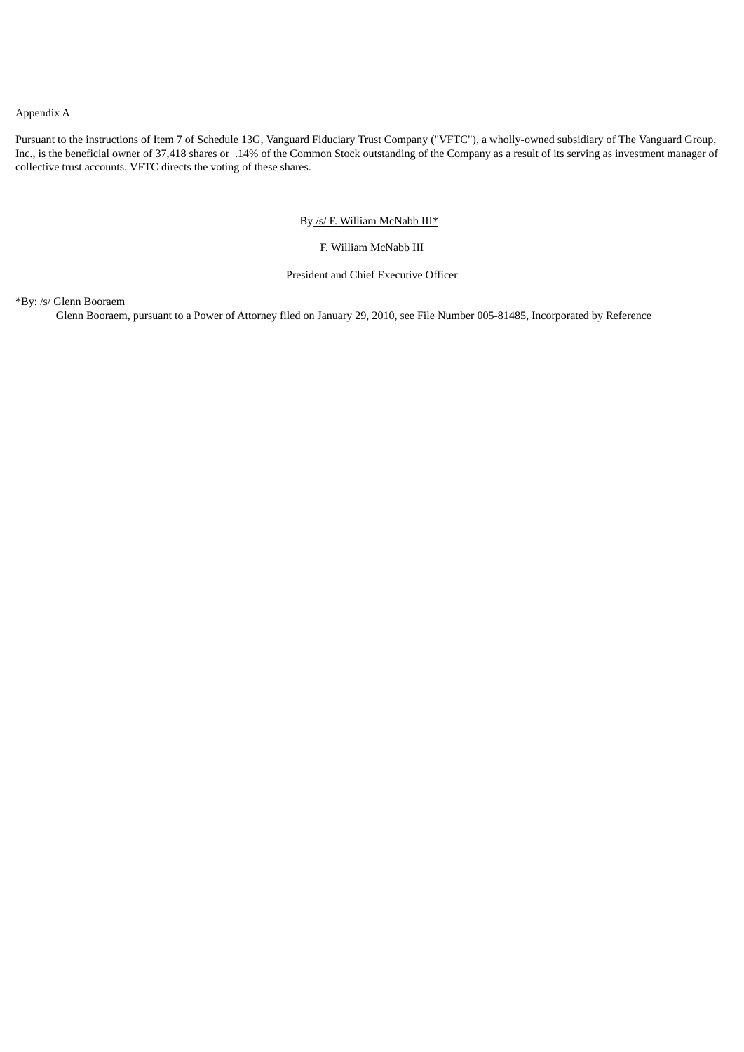Appendix A

Pursuant to the instructions of Item 7 of Schedule 13G, Vanguard Fiduciary Trust Company ("VFTC"), a wholly-owned subsidiary of The Vanguard Group, Inc., is the beneficial owner of 37,418 shares or .14% of the Common Stock outstanding of the Company as a result of its serving as investment manager of collective trust accounts. VFTC directs the voting of these shares.

By /s/ F. William McNabb III*

F. William McNabb III

President and Chief Executive Officer

*By: /s/ Glenn Booraem

Glenn Booraem, pursuant to a Power of Attorney filed on January 29, 2010, see File Number 005-81485, Incorporated by Reference